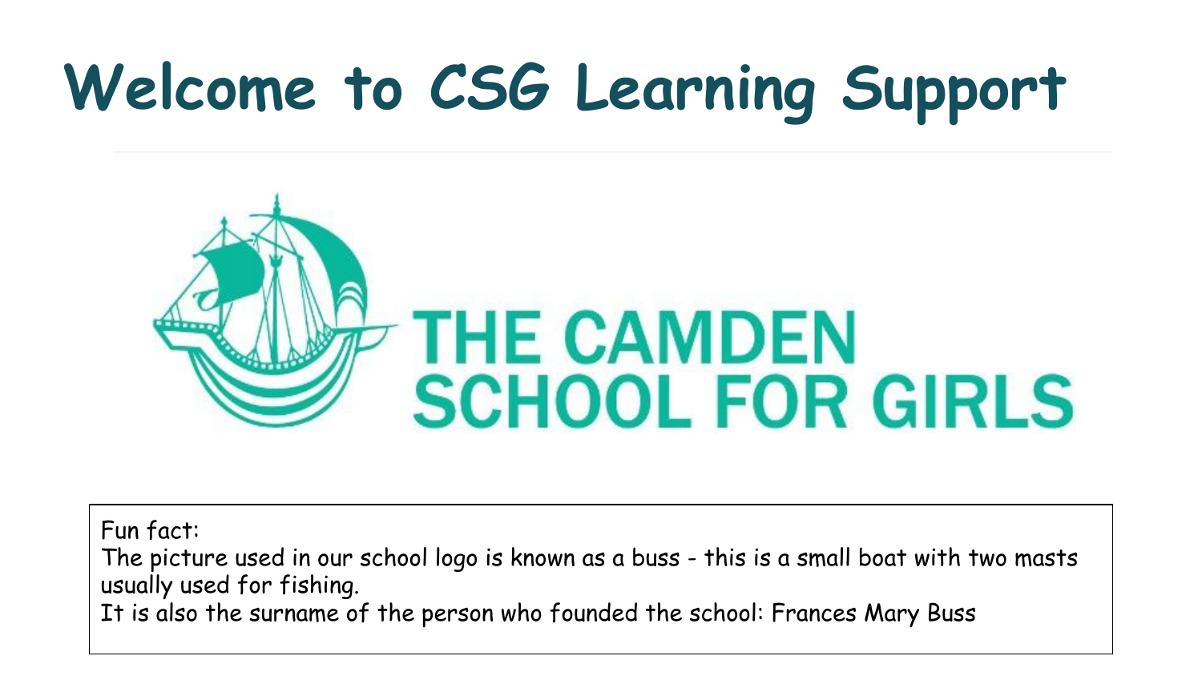# Welcome to CSG Learning Support

THE CAMDEN SCHOOL FOR GIRLS

Fun fact:
The picture used in our school logo is known as a buss - this is a small boat with two masts usually used for fishing.
It is also the surname of the person who founded the school: Frances Mary Buss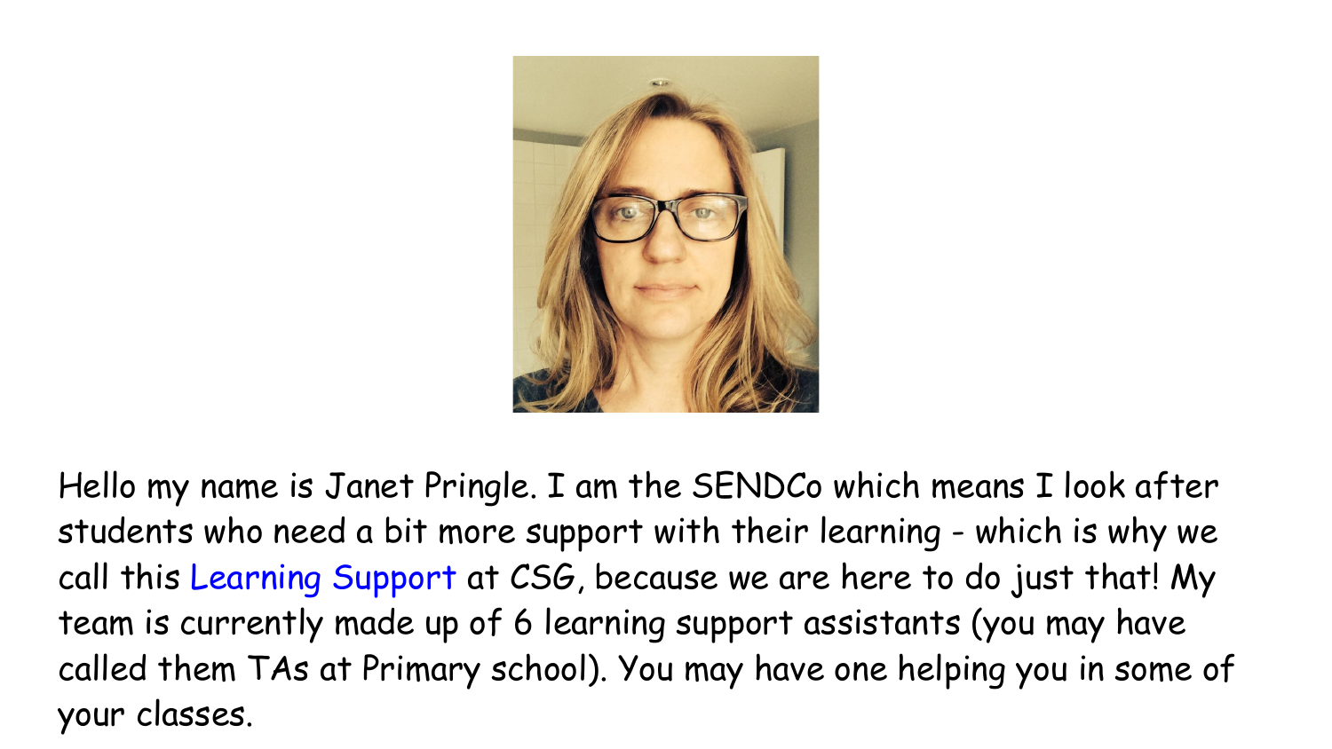Hello my name is Janet Pringle. I am the SENDCo which means I look after students who need a bit more support with their learning - which is why we call this Learning Support at CSG, because we are here to do just that! My team is currently made up of 6 learning support assistants (you may have called them TAs at Primary school). You may have one helping you in some of your classes.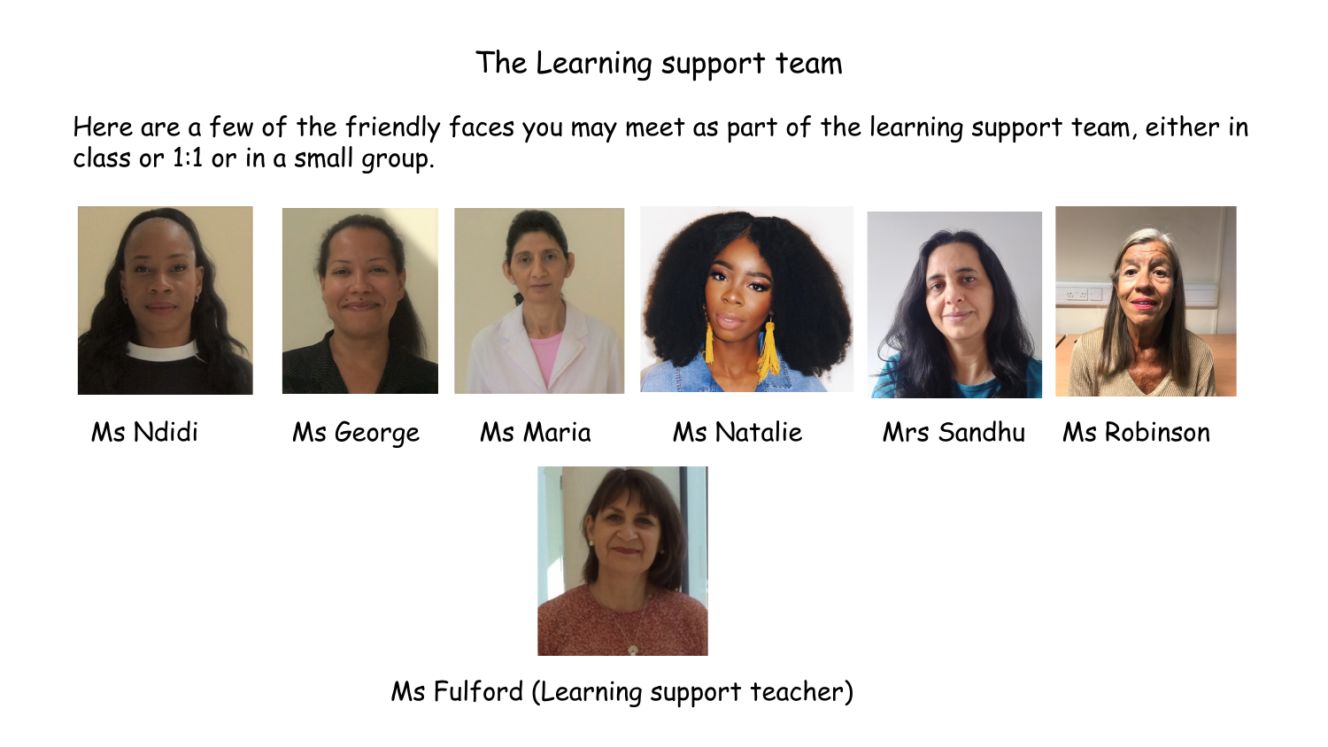# The Learning support team

Here are a few of the friendly faces you may meet as part of the learning support team, either in class or 1:1 or in a small group.

Ms Ndidi

Ms George

Ms Maria

Ms Natalie

Mrs Sandhu

Ms Robinson

Ms Fulford (Learning support teacher)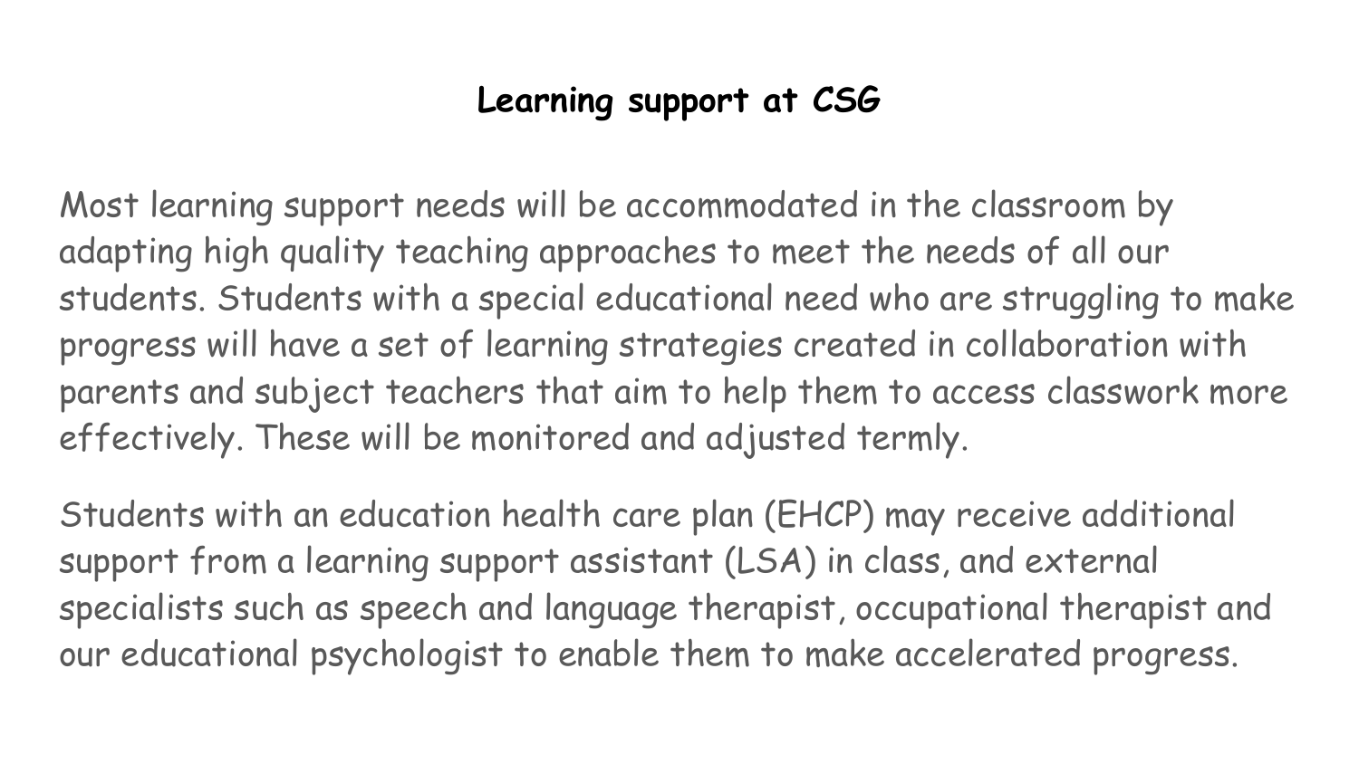# Learning support at CSG

Most learning support needs will be accommodated in the classroom by adapting high quality teaching approaches to meet the needs of all our students. Students with a special educational need who are struggling to make progress will have a set of learning strategies created in collaboration with parents and subject teachers that aim to help them to access classwork more effectively. These will be monitored and adjusted termly.

Students with an education health care plan (EHCP) may receive additional support from a learning support assistant (LSA) in class, and external specialists such as speech and language therapist, occupational therapist and our educational psychologist to enable them to make accelerated progress.